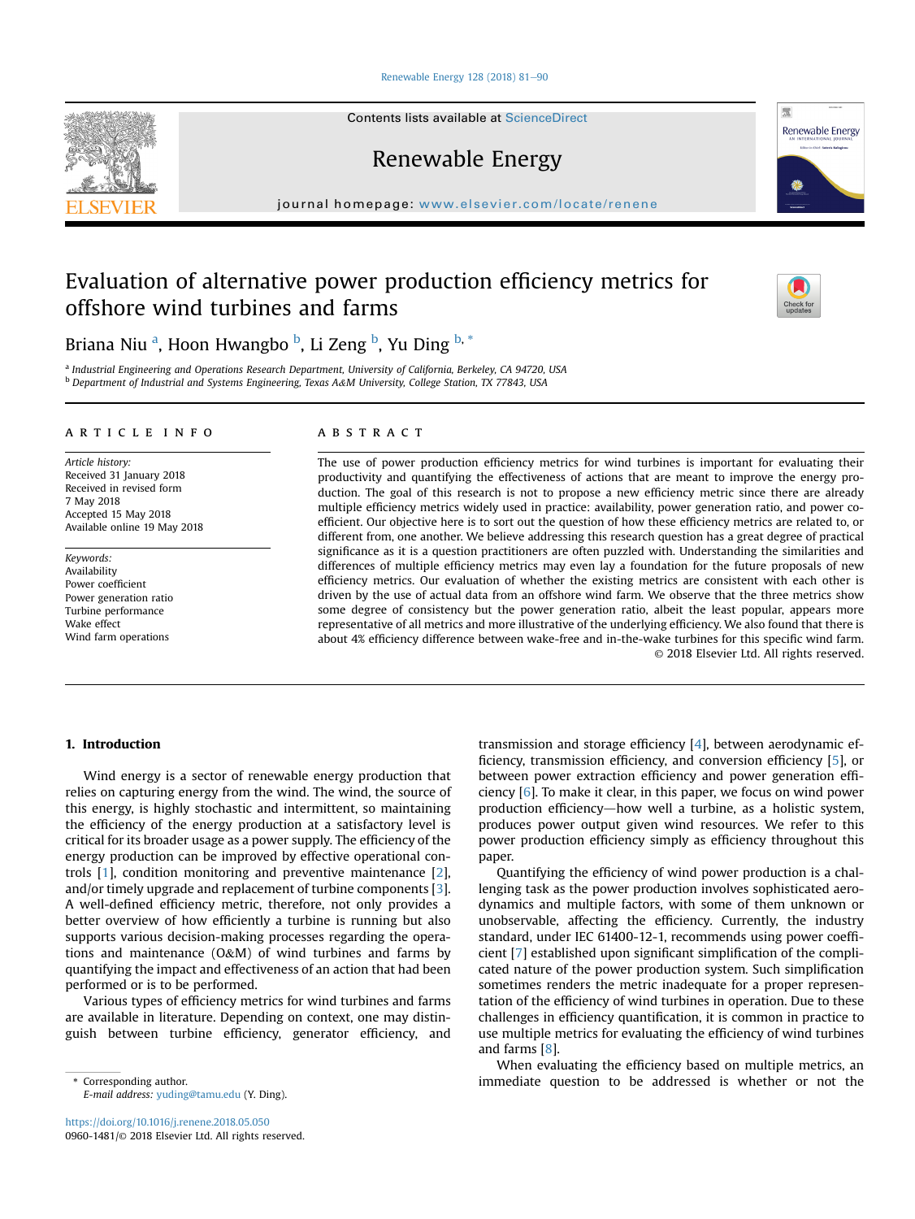# Evaluation of alternative power production efficiency metrics for offshore wind turbines and farms

Briana Niu [a], Hoon Hwangbo [b], Li Zeng [b], Yu Ding [b,*]

[a] Industrial Engineering and Operations Research Department, University of California, Berkeley, CA 94720, USA
[b] Department of Industrial and Systems Engineering, Texas A&M University, College Station, TX 77843, USA

## ARTICLE INFO

*Article history:*
Received 31 January 2018
Received in revised form
7 May 2018
Accepted 15 May 2018
Available online 19 May 2018

*Keywords:*
Availability
Power coefficient
Power generation ratio
Turbine performance
Wake effect
Wind farm operations

## ABSTRACT

The use of power production efficiency metrics for wind turbines is important for evaluating their productivity and quantifying the effectiveness of actions that are meant to improve the energy production. The goal of this research is not to propose a new efficiency metric since there are already multiple efficiency metrics widely used in practice: availability, power generation ratio, and power coefficient. Our objective here is to sort out the question of how these efficiency metrics are related to, or different from, one another. We believe addressing this research question has a great degree of practical significance as it is a question practitioners are often puzzled with. Understanding the similarities and differences of multiple efficiency metrics may even lay a foundation for the future proposals of new efficiency metrics. Our evaluation of whether the existing metrics are consistent with each other is driven by the use of actual data from an offshore wind farm. We observe that the three metrics show some degree of consistency but the power generation ratio, albeit the least popular, appears more representative of all metrics and more illustrative of the underlying efficiency. We also found that there is about 4% efficiency difference between wake-free and in-the-wake turbines for this specific wind farm.

© 2018 Elsevier Ltd. All rights reserved.

## 1. Introduction

Wind energy is a sector of renewable energy production that relies on capturing energy from the wind. The wind, the source of this energy, is highly stochastic and intermittent, so maintaining the efficiency of the energy production at a satisfactory level is critical for its broader usage as a power supply. The efficiency of the energy production can be improved by effective operational controls [1], condition monitoring and preventive maintenance [2], and/or timely upgrade and replacement of turbine components [3]. A well-defined efficiency metric, therefore, not only provides a better overview of how efficiently a turbine is running but also supports various decision-making processes regarding the operations and maintenance (O&M) of wind turbines and farms by quantifying the impact and effectiveness of an action that had been performed or is to be performed.

Various types of efficiency metrics for wind turbines and farms are available in literature. Depending on context, one may distinguish between turbine efficiency, generator efficiency, and transmission and storage efficiency [4], between aerodynamic efficiency, transmission efficiency, and conversion efficiency [5], or between power extraction efficiency and power generation efficiency [6]. To make it clear, in this paper, we focus on wind power production efficiency—how well a turbine, as a holistic system, produces power output given wind resources. We refer to this power production efficiency simply as efficiency throughout this paper.

Quantifying the efficiency of wind power production is a challenging task as the power production involves sophisticated aerodynamics and multiple factors, with some of them unknown or unobservable, affecting the efficiency. Currently, the industry standard, under IEC 61400-12-1, recommends using power coefficient [7] established upon significant simplification of the complicated nature of the power production system. Such simplification sometimes renders the metric inadequate for a proper representation of the efficiency of wind turbines in operation. Due to these challenges in efficiency quantification, it is common in practice to use multiple metrics for evaluating the efficiency of wind turbines and farms [8].

When evaluating the efficiency based on multiple metrics, an immediate question to be addressed is whether or not the

* Corresponding author.
*E-mail address:* yuding@tamu.edu (Y. Ding).

https://doi.org/10.1016/j.renene.2018.05.050
0960-1481/© 2018 Elsevier Ltd. All rights reserved.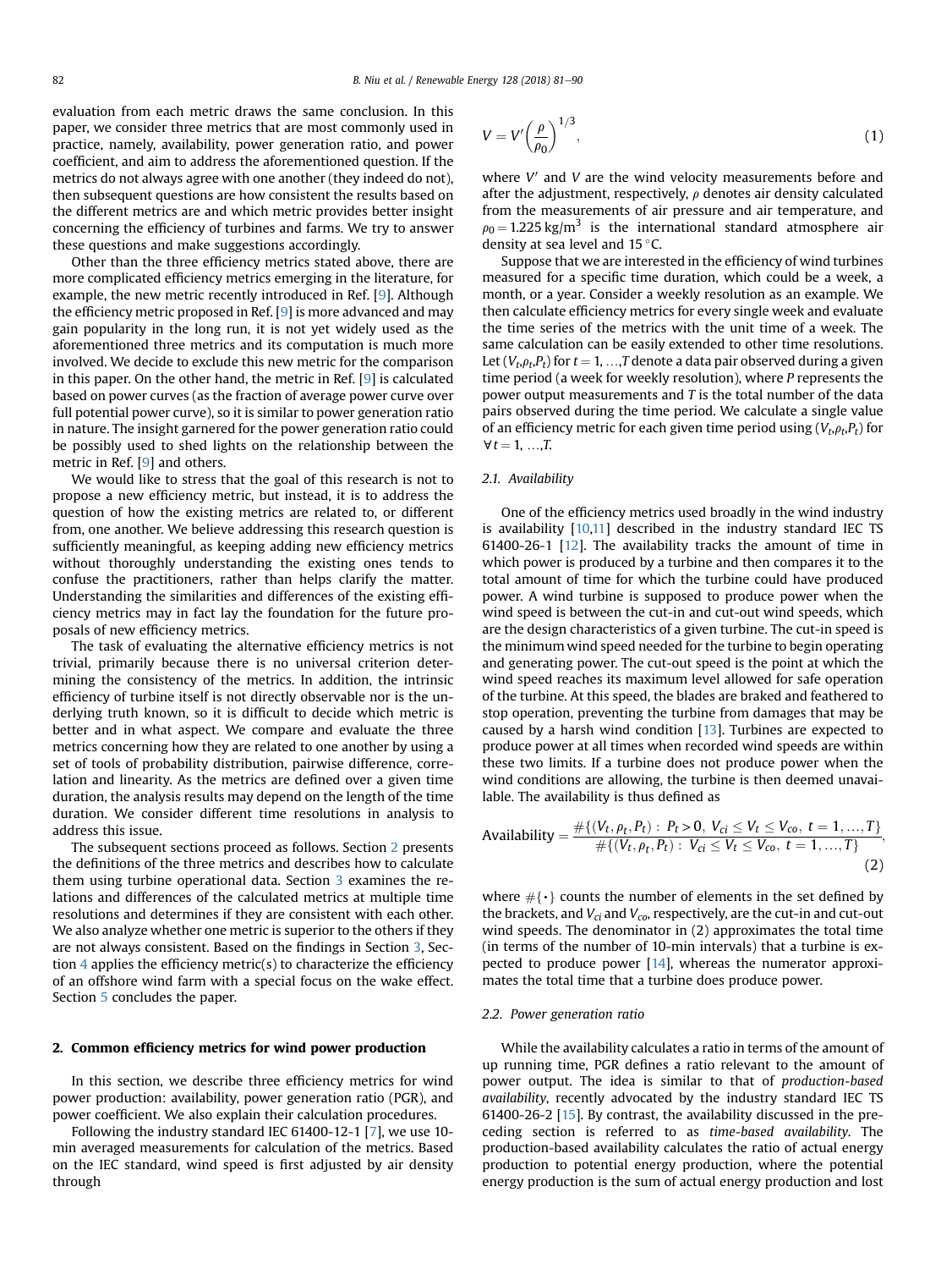evaluation from each metric draws the same conclusion. In this paper, we consider three metrics that are most commonly used in practice, namely, availability, power generation ratio, and power coefficient, and aim to address the aforementioned question. If the metrics do not always agree with one another (they indeed do not), then subsequent questions are how consistent the results based on the different metrics are and which metric provides better insight concerning the efficiency of turbines and farms. We try to answer these questions and make suggestions accordingly.

Other than the three efficiency metrics stated above, there are more complicated efficiency metrics emerging in the literature, for example, the new metric recently introduced in Ref. [9]. Although the efficiency metric proposed in Ref. [9] is more advanced and may gain popularity in the long run, it is not yet widely used as the aforementioned three metrics and its computation is much more involved. We decide to exclude this new metric for the comparison in this paper. On the other hand, the metric in Ref. [9] is calculated based on power curves (as the fraction of average power curve over full potential power curve), so it is similar to power generation ratio in nature. The insight garnered for the power generation ratio could be possibly used to shed lights on the relationship between the metric in Ref. [9] and others.

We would like to stress that the goal of this research is not to propose a new efficiency metric, but instead, it is to address the question of how the existing metrics are related to, or different from, one another. We believe addressing this research question is sufficiently meaningful, as keeping adding new efficiency metrics without thoroughly understanding the existing ones tends to confuse the practitioners, rather than helps clarify the matter. Understanding the similarities and differences of the existing efficiency metrics may in fact lay the foundation for the future proposals of new efficiency metrics.

The task of evaluating the alternative efficiency metrics is not trivial, primarily because there is no universal criterion determining the consistency of the metrics. In addition, the intrinsic efficiency of turbine itself is not directly observable nor is the underlying truth known, so it is difficult to decide which metric is better and in what aspect. We compare and evaluate the three metrics concerning how they are related to one another by using a set of tools of probability distribution, pairwise difference, correlation and linearity. As the metrics are defined over a given time duration, the analysis results may depend on the length of the time duration. We consider different time resolutions in analysis to address this issue.

The subsequent sections proceed as follows. Section 2 presents the definitions of the three metrics and describes how to calculate them using turbine operational data. Section 3 examines the relations and differences of the calculated metrics at multiple time resolutions and determines if they are consistent with each other. We also analyze whether one metric is superior to the others if they are not always consistent. Based on the findings in Section 3, Section 4 applies the efficiency metric(s) to characterize the efficiency of an offshore wind farm with a special focus on the wake effect. Section 5 concludes the paper.

## 2. Common efficiency metrics for wind power production

In this section, we describe three efficiency metrics for wind power production: availability, power generation ratio (PGR), and power coefficient. We also explain their calculation procedures.

Following the industry standard IEC 61400-12-1 [7], we use 10-min averaged measurements for calculation of the metrics. Based on the IEC standard, wind speed is first adjusted by air density through

$$V = V'\left(\frac{\rho}{\rho_0}\right)^{1/3}, \tag{1}$$

where $V'$ and $V$ are the wind velocity measurements before and after the adjustment, respectively, $\rho$ denotes air density calculated from the measurements of air pressure and air temperature, and $\rho_0 = 1.225\ \text{kg/m}^3$ is the international standard atmosphere air density at sea level and 15 °C.

Suppose that we are interested in the efficiency of wind turbines measured for a specific time duration, which could be a week, a month, or a year. Consider a weekly resolution as an example. We then calculate efficiency metrics for every single week and evaluate the time series of the metrics with the unit time of a week. The same calculation can be easily extended to other time resolutions. Let $(V_t, \rho_t, P_t)$ for $t = 1, \ldots, T$ denote a data pair observed during a given time period (a week for weekly resolution), where $P$ represents the power output measurements and $T$ is the total number of the data pairs observed during the time period. We calculate a single value of an efficiency metric for each given time period using $(V_t, \rho_t, P_t)$ for $\forall t = 1, \ldots, T$.

### 2.1. Availability

One of the efficiency metrics used broadly in the wind industry is availability [10,11] described in the industry standard IEC TS 61400-26-1 [12]. The availability tracks the amount of time in which power is produced by a turbine and then compares it to the total amount of time for which the turbine could have produced power. A wind turbine is supposed to produce power when the wind speed is between the cut-in and cut-out wind speeds, which are the design characteristics of a given turbine. The cut-in speed is the minimum wind speed needed for the turbine to begin operating and generating power. The cut-out speed is the point at which the wind speed reaches its maximum level allowed for safe operation of the turbine. At this speed, the blades are braked and feathered to stop operation, preventing the turbine from damages that may be caused by a harsh wind condition [13]. Turbines are expected to produce power at all times when recorded wind speeds are within these two limits. If a turbine does not produce power when the wind conditions are allowing, the turbine is then deemed unavailable. The availability is thus defined as

$$\text{Availability} = \frac{\#\{(V_t, \rho_t, P_t):\ P_t > 0,\ V_{ci} \le V_t \le V_{co},\ t = 1, \ldots, T\}}{\#\{(V_t, \rho_t, P_t):\ V_{ci} \le V_t \le V_{co},\ t = 1, \ldots, T\}}, \tag{2}$$

where $\#\{\cdot\}$ counts the number of elements in the set defined by the brackets, and $V_{ci}$ and $V_{co}$, respectively, are the cut-in and cut-out wind speeds. The denominator in (2) approximates the total time (in terms of the number of 10-min intervals) that a turbine is expected to produce power [14], whereas the numerator approximates the total time that a turbine does produce power.

### 2.2. Power generation ratio

While the availability calculates a ratio in terms of the amount of up running time, PGR defines a ratio relevant to the amount of power output. The idea is similar to that of *production-based availability*, recently advocated by the industry standard IEC TS 61400-26-2 [15]. By contrast, the availability discussed in the preceding section is referred to as *time-based availability*. The production-based availability calculates the ratio of actual energy production to potential energy production, where the potential energy production is the sum of actual energy production and lost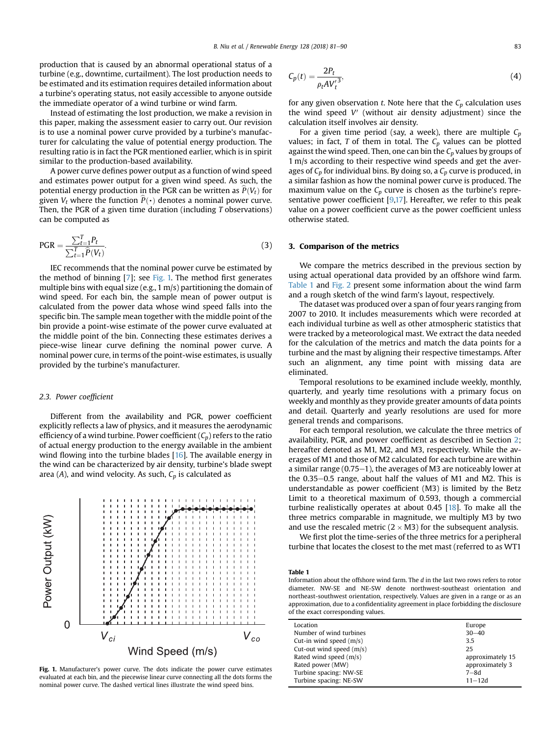production that is caused by an abnormal operational status of a turbine (e.g., downtime, curtailment). The lost production needs to be estimated and its estimation requires detailed information about a turbine's operating status, not easily accessible to anyone outside the immediate operator of a wind turbine or wind farm.

Instead of estimating the lost production, we make a revision in this paper, making the assessment easier to carry out. Our revision is to use a nominal power curve provided by a turbine's manufacturer for calculating the value of potential energy production. The resulting ratio is in fact the PGR mentioned earlier, which is in spirit similar to the production-based availability.

A power curve defines power output as a function of wind speed and estimates power output for a given wind speed. As such, the potential energy production in the PGR can be written as $\widehat{P}(V_t)$ for given $V_t$ where the function $\widehat{P}(\cdot)$ denotes a nominal power curve. Then, the PGR of a given time duration (including $T$ observations) can be computed as

$$\text{PGR} = \frac{\sum_{t=1}^{T} P_t}{\sum_{t=1}^{T} \widehat{P}(V_t)}. \tag{3}$$

IEC recommends that the nominal power curve be estimated by the method of binning [7]; see Fig. 1. The method first generates multiple bins with equal size (e.g., 1 m/s) partitioning the domain of wind speed. For each bin, the sample mean of power output is calculated from the power data whose wind speed falls into the specific bin. The sample mean together with the middle point of the bin provide a point-wise estimate of the power curve evaluated at the middle point of the bin. Connecting these estimates derives a piece-wise linear curve defining the nominal power curve. A nominal power cure, in terms of the point-wise estimates, is usually provided by the turbine's manufacturer.

### 2.3. Power coefficient

Different from the availability and PGR, power coefficient explicitly reflects a law of physics, and it measures the aerodynamic efficiency of a wind turbine. Power coefficient ($C_p$) refers to the ratio of actual energy production to the energy available in the ambient wind flowing into the turbine blades [16]. The available energy in the wind can be characterized by air density, turbine's blade swept area ($A$), and wind velocity. As such, $C_p$ is calculated as

Fig. 1. Manufacturer's power curve. The dots indicate the power curve estimates evaluated at each bin, and the piecewise linear curve connecting all the dots forms the nominal power curve. The dashed vertical lines illustrate the wind speed bins.

$$C_p(t) = \frac{2P_t}{\rho_t A {V'_t}^3}, \tag{4}$$

for any given observation $t$. Note here that the $C_p$ calculation uses the wind speed $V'$ (without air density adjustment) since the calculation itself involves air density.

For a given time period (say, a week), there are multiple $C_p$ values; in fact, $T$ of them in total. The $C_p$ values can be plotted against the wind speed. Then, one can bin the $C_p$ values by groups of 1 m/s according to their respective wind speeds and get the averages of $C_p$ for individual bins. By doing so, a $C_p$ curve is produced, in a similar fashion as how the nominal power curve is produced. The maximum value on the $C_p$ curve is chosen as the turbine's representative power coefficient [9,17]. Hereafter, we refer to this peak value on a power coefficient curve as the power coefficient unless otherwise stated.

## 3. Comparison of the metrics

We compare the metrics described in the previous section by using actual operational data provided by an offshore wind farm. Table 1 and Fig. 2 present some information about the wind farm and a rough sketch of the wind farm's layout, respectively.

The dataset was produced over a span of four years ranging from 2007 to 2010. It includes measurements which were recorded at each individual turbine as well as other atmospheric statistics that were tracked by a meteorological mast. We extract the data needed for the calculation of the metrics and match the data points for a turbine and the mast by aligning their respective timestamps. After such an alignment, any time point with missing data are eliminated.

Temporal resolutions to be examined include weekly, monthly, quarterly, and yearly time resolutions with a primary focus on weekly and monthly as they provide greater amounts of data points and detail. Quarterly and yearly resolutions are used for more general trends and comparisons.

For each temporal resolution, we calculate the three metrics of availability, PGR, and power coefficient as described in Section 2; hereafter denoted as M1, M2, and M3, respectively. While the averages of M1 and those of M2 calculated for each turbine are within a similar range (0.75−1), the averages of M3 are noticeably lower at the 0.35−0.5 range, about half the values of M1 and M2. This is understandable as power coefficient (M3) is limited by the Betz Limit to a theoretical maximum of 0.593, though a commercial turbine realistically operates at about 0.45 [18]. To make all the three metrics comparable in magnitude, we multiply M3 by two and use the rescaled metric (2 × M3) for the subsequent analysis.

We first plot the time-series of the three metrics for a peripheral turbine that locates the closest to the met mast (referred to as WT1

**Table 1**
Information about the offshore wind farm. The $d$ in the last two rows refers to rotor diameter. NW-SE and NE-SW denote northwest-southeast orientation and northeast-southwest orientation, respectively. Values are given in a range or as an approximation, due to a confidentiality agreement in place forbidding the disclosure of the exact corresponding values.

| | |
|---|---|
| Location | Europe |
| Number of wind turbines | 30−40 |
| Cut-in wind speed (m/s) | 3.5 |
| Cut-out wind speed (m/s) | 25 |
| Rated wind speed (m/s) | approximately 15 |
| Rated power (MW) | approximately 3 |
| Turbine spacing: NW-SE | 7−8d |
| Turbine spacing: NE-SW | 11−12d |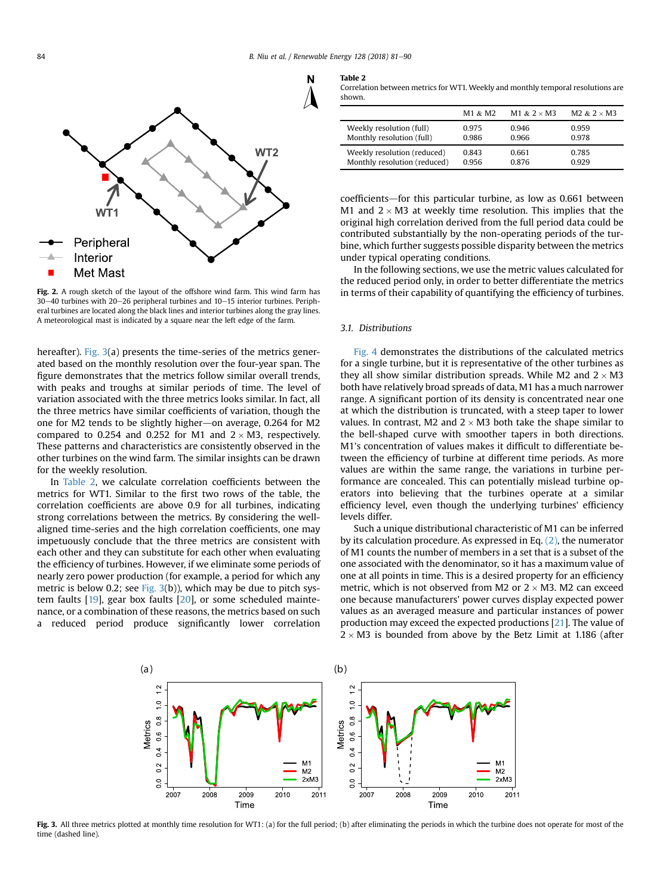Fig. 2. A rough sketch of the layout of the offshore wind farm. This wind farm has 30–40 turbines with 20–26 peripheral turbines and 10–15 interior turbines. Peripheral turbines are located along the black lines and interior turbines along the gray lines. A meteorological mast is indicated by a square near the left edge of the farm.

hereafter). Fig. 3(a) presents the time-series of the metrics generated based on the monthly resolution over the four-year span. The figure demonstrates that the metrics follow similar overall trends, with peaks and troughs at similar periods of time. The level of variation associated with the three metrics looks similar. In fact, all the three metrics have similar coefficients of variation, though the one for M2 tends to be slightly higher—on average, 0.264 for M2 compared to 0.254 and 0.252 for M1 and $2 \times$ M3, respectively. These patterns and characteristics are consistently observed in the other turbines on the wind farm. The similar insights can be drawn for the weekly resolution.

In Table 2, we calculate correlation coefficients between the metrics for WT1. Similar to the first two rows of the table, the correlation coefficients are above 0.9 for all turbines, indicating strong correlations between the metrics. By considering the well-aligned time-series and the high correlation coefficients, one may impetuously conclude that the three metrics are consistent with each other and they can substitute for each other when evaluating the efficiency of turbines. However, if we eliminate some periods of nearly zero power production (for example, a period for which any metric is below 0.2; see Fig. 3(b)), which may be due to pitch system faults [19], gear box faults [20], or some scheduled maintenance, or a combination of these reasons, the metrics based on such a reduced period produce significantly lower correlation

**Table 2**
Correlation between metrics for WT1. Weekly and monthly temporal resolutions are shown.

| | M1 & M2 | M1 & $2 \times$ M3 | M2 & $2 \times$ M3 |
|---|---|---|---|
| Weekly resolution (full) | 0.975 | 0.946 | 0.959 |
| Monthly resolution (full) | 0.986 | 0.966 | 0.978 |
| Weekly resolution (reduced) | 0.843 | 0.661 | 0.785 |
| Monthly resolution (reduced) | 0.956 | 0.876 | 0.929 |

coefficients—for this particular turbine, as low as 0.661 between M1 and $2 \times$ M3 at weekly time resolution. This implies that the original high correlation derived from the full period data could be contributed substantially by the non-operating periods of the turbine, which further suggests possible disparity between the metrics under typical operating conditions.

In the following sections, we use the metric values calculated for the reduced period only, in order to better differentiate the metrics in terms of their capability of quantifying the efficiency of turbines.

### 3.1. Distributions

Fig. 4 demonstrates the distributions of the calculated metrics for a single turbine, but it is representative of the other turbines as they all show similar distribution spreads. While M2 and $2 \times$ M3 both have relatively broad spreads of data, M1 has a much narrower range. A significant portion of its density is concentrated near one at which the distribution is truncated, with a steep taper to lower values. In contrast, M2 and $2 \times$ M3 both take the shape similar to the bell-shaped curve with smoother tapers in both directions. M1's concentration of values makes it difficult to differentiate between the efficiency of turbine at different time periods. As more values are within the same range, the variations in turbine performance are concealed. This can potentially mislead turbine operators into believing that the turbines operate at a similar efficiency level, even though the underlying turbines' efficiency levels differ.

Such a unique distributional characteristic of M1 can be inferred by its calculation procedure. As expressed in Eq. (2), the numerator of M1 counts the number of members in a set that is a subset of the one associated with the denominator, so it has a maximum value of one at all points in time. This is a desired property for an efficiency metric, which is not observed from M2 or $2 \times$ M3. M2 can exceed one because manufacturers' power curves display expected power values as an averaged measure and particular instances of power production may exceed the expected productions [21]. The value of $2 \times$ M3 is bounded from above by the Betz Limit at 1.186 (after

Fig. 3. All three metrics plotted at monthly time resolution for WT1: (a) for the full period; (b) after eliminating the periods in which the turbine does not operate for most of the time (dashed line).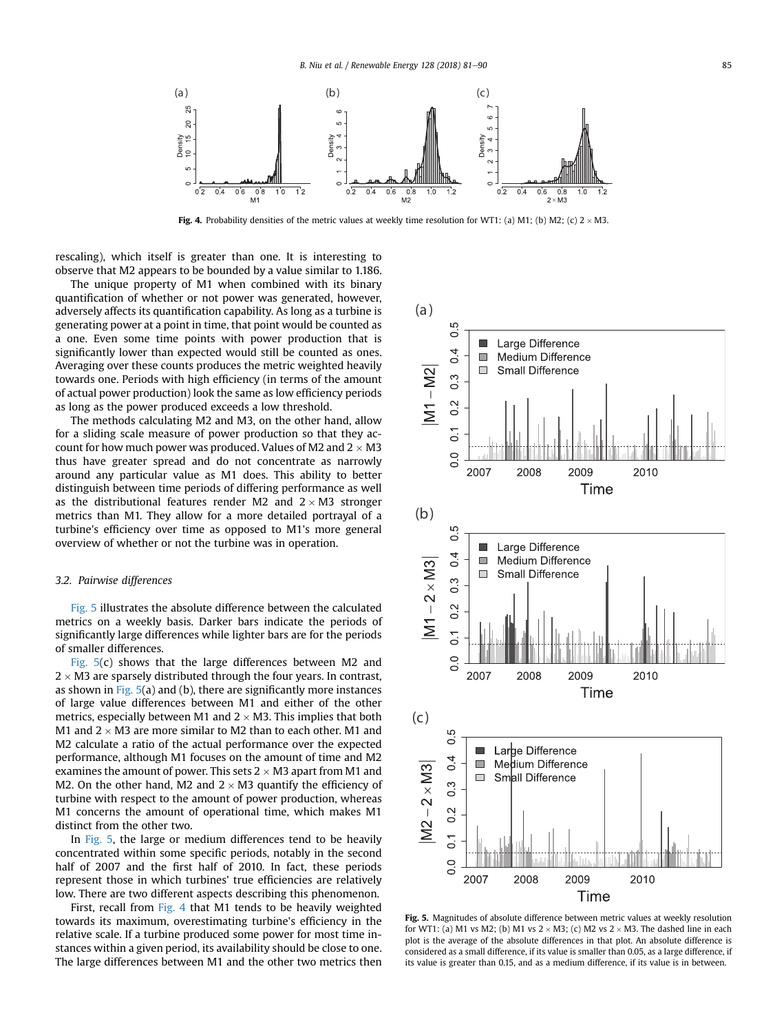Fig. 4. Probability densities of the metric values at weekly time resolution for WT1: (a) M1; (b) M2; (c) 2 × M3.

rescaling), which itself is greater than one. It is interesting to observe that M2 appears to be bounded by a value similar to 1.186.

The unique property of M1 when combined with its binary quantification of whether or not power was generated, however, adversely affects its quantification capability. As long as a turbine is generating power at a point in time, that point would be counted as a one. Even some time points with power production that is significantly lower than expected would still be counted as ones. Averaging over these counts produces the metric weighted heavily towards one. Periods with high efficiency (in terms of the amount of actual power production) look the same as low efficiency periods as long as the power produced exceeds a low threshold.

The methods calculating M2 and M3, on the other hand, allow for a sliding scale measure of power production so that they account for how much power was produced. Values of M2 and 2 × M3 thus have greater spread and do not concentrate as narrowly around any particular value as M1 does. This ability to better distinguish between time periods of differing performance as well as the distributional features render M2 and 2 × M3 stronger metrics than M1. They allow for a more detailed portrayal of a turbine's efficiency over time as opposed to M1's more general overview of whether or not the turbine was in operation.

### 3.2. Pairwise differences

Fig. 5 illustrates the absolute difference between the calculated metrics on a weekly basis. Darker bars indicate the periods of significantly large differences while lighter bars are for the periods of smaller differences.

Fig. 5(c) shows that the large differences between M2 and 2 × M3 are sparsely distributed through the four years. In contrast, as shown in Fig. 5(a) and (b), there are significantly more instances of large value differences between M1 and either of the other metrics, especially between M1 and 2 × M3. This implies that both M1 and 2 × M3 are more similar to M2 than to each other. M1 and M2 calculate a ratio of the actual performance over the expected performance, although M1 focuses on the amount of time and M2 examines the amount of power. This sets 2 × M3 apart from M1 and M2. On the other hand, M2 and 2 × M3 quantify the efficiency of turbine with respect to the amount of power production, whereas M1 concerns the amount of operational time, which makes M1 distinct from the other two.

In Fig. 5, the large or medium differences tend to be heavily concentrated within some specific periods, notably in the second half of 2007 and the first half of 2010. In fact, these periods represent those in which turbines' true efficiencies are relatively low. There are two different aspects describing this phenomenon.

First, recall from Fig. 4 that M1 tends to be heavily weighted towards its maximum, overestimating turbine's efficiency in the relative scale. If a turbine produced some power for most time instances within a given period, its availability should be close to one. The large differences between M1 and the other two metrics then

Fig. 5. Magnitudes of absolute difference between metric values at weekly resolution for WT1: (a) M1 vs M2; (b) M1 vs 2 × M3; (c) M2 vs 2 × M3. The dashed line in each plot is the average of the absolute differences in that plot. An absolute difference is considered as a small difference, if its value is smaller than 0.05, as a large difference, if its value is greater than 0.15, and as a medium difference, if its value is in between.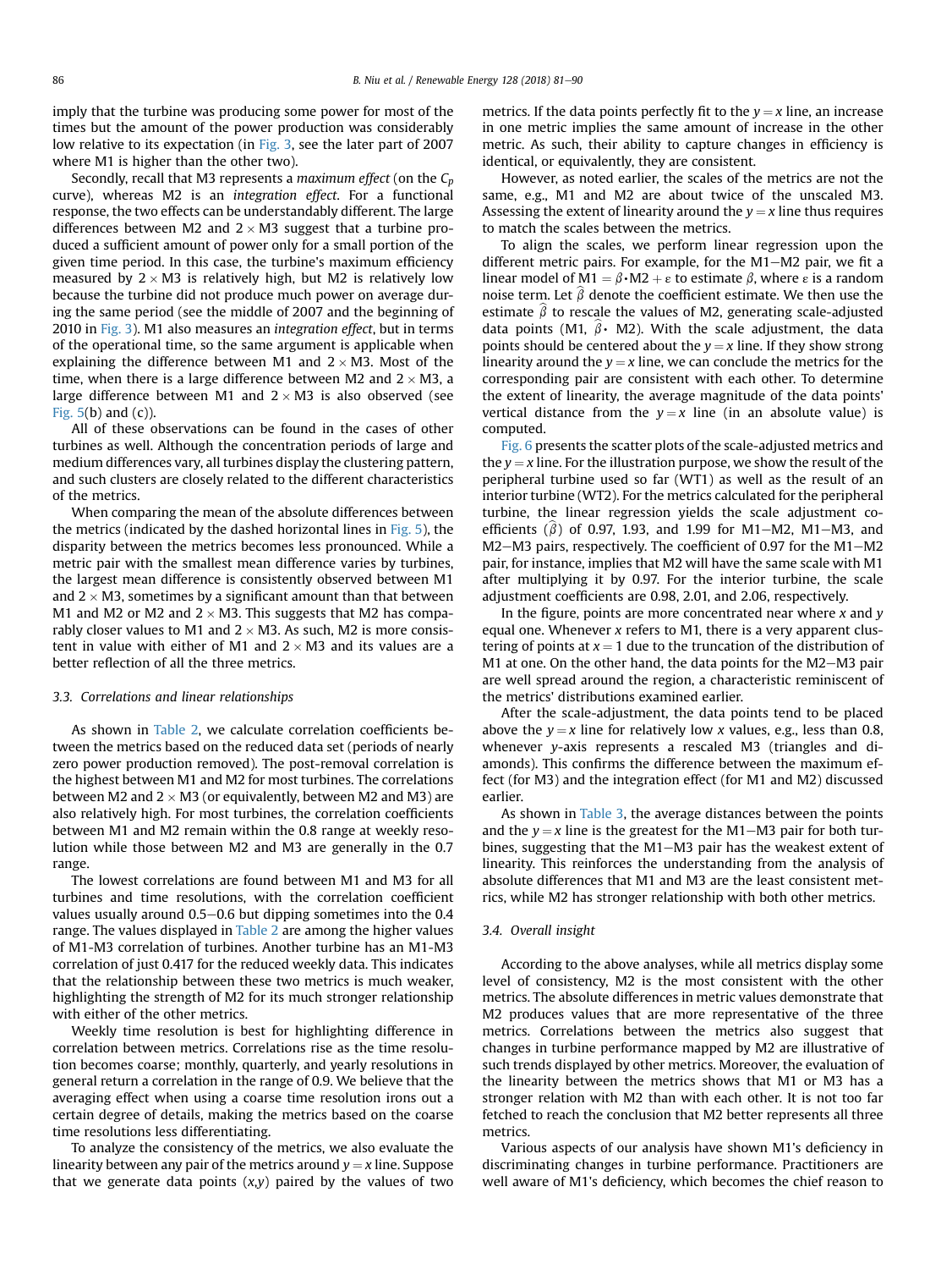imply that the turbine was producing some power for most of the times but the amount of the power production was considerably low relative to its expectation (in Fig. 3, see the later part of 2007 where M1 is higher than the other two).

Secondly, recall that M3 represents a *maximum effect* (on the $C_p$ curve), whereas M2 is an *integration effect*. For a functional response, the two effects can be understandably different. The large differences between M2 and $2 \times$ M3 suggest that a turbine produced a sufficient amount of power only for a small portion of the given time period. In this case, the turbine's maximum efficiency measured by $2 \times$ M3 is relatively high, but M2 is relatively low because the turbine did not produce much power on average during the same period (see the middle of 2007 and the beginning of 2010 in Fig. 3). M1 also measures an *integration effect*, but in terms of the operational time, so the same argument is applicable when explaining the difference between M1 and $2 \times$ M3. Most of the time, when there is a large difference between M2 and $2 \times$ M3, a large difference between M1 and $2 \times$ M3 is also observed (see Fig. 5(b) and (c)).

All of these observations can be found in the cases of other turbines as well. Although the concentration periods of large and medium differences vary, all turbines display the clustering pattern, and such clusters are closely related to the different characteristics of the metrics.

When comparing the mean of the absolute differences between the metrics (indicated by the dashed horizontal lines in Fig. 5), the disparity between the metrics becomes less pronounced. While a metric pair with the smallest mean difference varies by turbines, the largest mean difference is consistently observed between M1 and $2 \times$ M3, sometimes by a significant amount than that between M1 and M2 or M2 and $2 \times$ M3. This suggests that M2 has comparably closer values to M1 and $2 \times$ M3. As such, M2 is more consistent in value with either of M1 and $2 \times$ M3 and its values are a better reflection of all the three metrics.

### 3.3. Correlations and linear relationships

As shown in Table 2, we calculate correlation coefficients between the metrics based on the reduced data set (periods of nearly zero power production removed). The post-removal correlation is the highest between M1 and M2 for most turbines. The correlations between M2 and $2 \times$ M3 (or equivalently, between M2 and M3) are also relatively high. For most turbines, the correlation coefficients between M1 and M2 remain within the 0.8 range at weekly resolution while those between M2 and M3 are generally in the 0.7 range.

The lowest correlations are found between M1 and M3 for all turbines and time resolutions, with the correlation coefficient values usually around 0.5–0.6 but dipping sometimes into the 0.4 range. The values displayed in Table 2 are among the higher values of M1-M3 correlation of turbines. Another turbine has an M1-M3 correlation of just 0.417 for the reduced weekly data. This indicates that the relationship between these two metrics is much weaker, highlighting the strength of M2 for its much stronger relationship with either of the other metrics.

Weekly time resolution is best for highlighting difference in correlation between metrics. Correlations rise as the time resolution becomes coarse; monthly, quarterly, and yearly resolutions in general return a correlation in the range of 0.9. We believe that the averaging effect when using a coarse time resolution irons out a certain degree of details, making the metrics based on the coarse time resolutions less differentiating.

To analyze the consistency of the metrics, we also evaluate the linearity between any pair of the metrics around $y = x$ line. Suppose that we generate data points $(x,y)$ paired by the values of two metrics. If the data points perfectly fit to the $y = x$ line, an increase in one metric implies the same amount of increase in the other metric. As such, their ability to capture changes in efficiency is identical, or equivalently, they are consistent.

However, as noted earlier, the scales of the metrics are not the same, e.g., M1 and M2 are about twice of the unscaled M3. Assessing the extent of linearity around the $y = x$ line thus requires to match the scales between the metrics.

To align the scales, we perform linear regression upon the different metric pairs. For example, for the M1–M2 pair, we fit a linear model of $\text{M1} = \beta \cdot \text{M2} + \varepsilon$ to estimate $\beta$, where $\varepsilon$ is a random noise term. Let $\hat{\beta}$ denote the coefficient estimate. We then use the estimate $\hat{\beta}$ to rescale the values of M2, generating scale-adjusted data points (M1, $\hat{\beta} \cdot$ M2). With the scale adjustment, the data points should be centered about the $y = x$ line. If they show strong linearity around the $y = x$ line, we can conclude the metrics for the corresponding pair are consistent with each other. To determine the extent of linearity, the average magnitude of the data points' vertical distance from the $y = x$ line (in an absolute value) is computed.

Fig. 6 presents the scatter plots of the scale-adjusted metrics and the $y = x$ line. For the illustration purpose, we show the result of the peripheral turbine used so far (WT1) as well as the result of an interior turbine (WT2). For the metrics calculated for the peripheral turbine, the linear regression yields the scale adjustment coefficients ($\hat{\beta}$) of 0.97, 1.93, and 1.99 for M1–M2, M1–M3, and M2–M3 pairs, respectively. The coefficient of 0.97 for the M1–M2 pair, for instance, implies that M2 will have the same scale with M1 after multiplying it by 0.97. For the interior turbine, the scale adjustment coefficients are 0.98, 2.01, and 2.06, respectively.

In the figure, points are more concentrated near where $x$ and $y$ equal one. Whenever $x$ refers to M1, there is a very apparent clustering of points at $x = 1$ due to the truncation of the distribution of M1 at one. On the other hand, the data points for the M2–M3 pair are well spread around the region, a characteristic reminiscent of the metrics' distributions examined earlier.

After the scale-adjustment, the data points tend to be placed above the $y = x$ line for relatively low $x$ values, e.g., less than 0.8, whenever $y$-axis represents a rescaled M3 (triangles and diamonds). This confirms the difference between the maximum effect (for M3) and the integration effect (for M1 and M2) discussed earlier.

As shown in Table 3, the average distances between the points and the $y = x$ line is the greatest for the M1–M3 pair for both turbines, suggesting that the M1–M3 pair has the weakest extent of linearity. This reinforces the understanding from the analysis of absolute differences that M1 and M3 are the least consistent metrics, while M2 has stronger relationship with both other metrics.

### 3.4. Overall insight

According to the above analyses, while all metrics display some level of consistency, M2 is the most consistent with the other metrics. The absolute differences in metric values demonstrate that M2 produces values that are more representative of the three metrics. Correlations between the metrics also suggest that changes in turbine performance mapped by M2 are illustrative of such trends displayed by other metrics. Moreover, the evaluation of the linearity between the metrics shows that M1 or M3 has a stronger relation with M2 than with each other. It is not too far fetched to reach the conclusion that M2 better represents all three metrics.

Various aspects of our analysis have shown M1's deficiency in discriminating changes in turbine performance. Practitioners are well aware of M1's deficiency, which becomes the chief reason to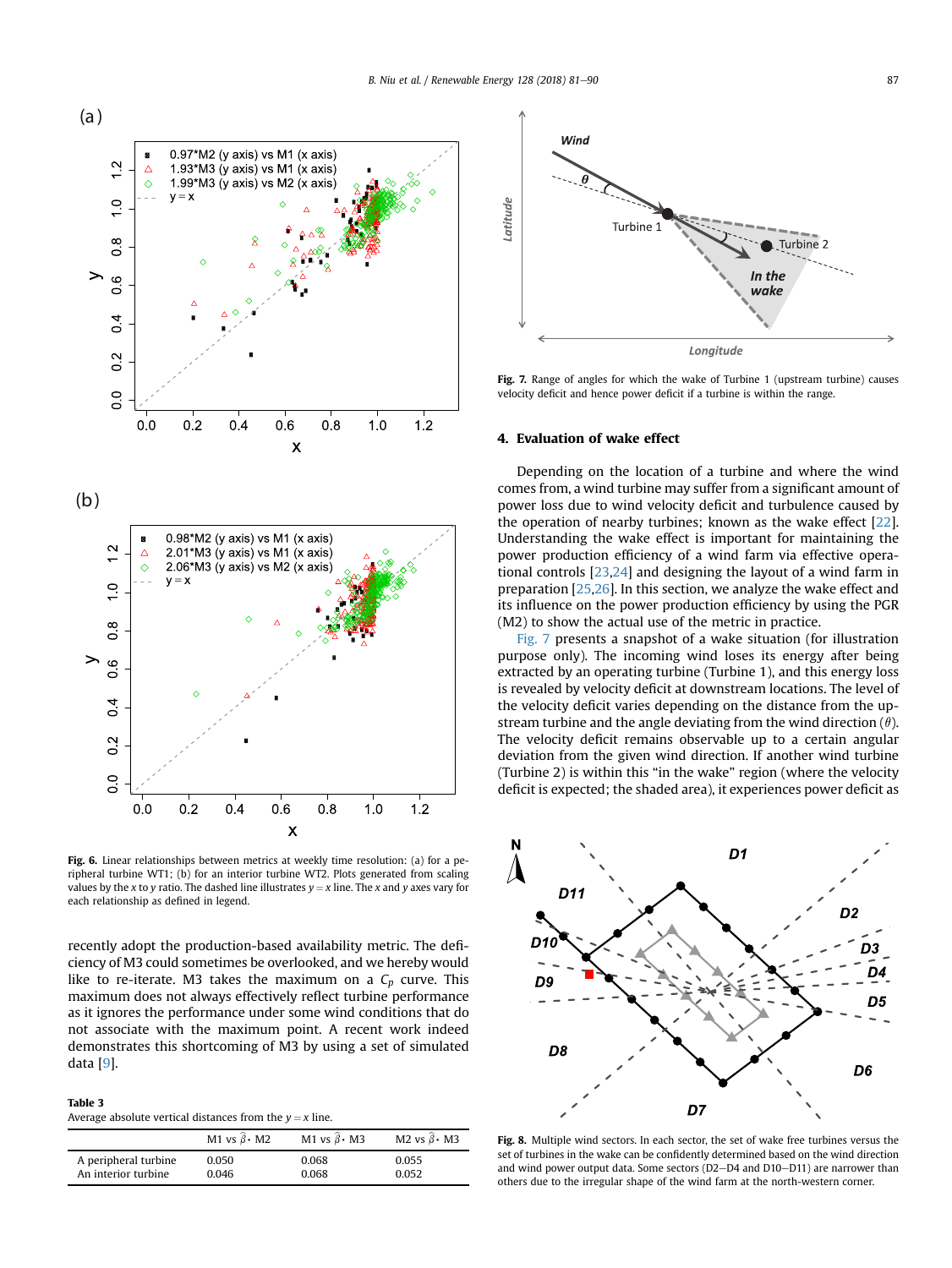Fig. 6. Linear relationships between metrics at weekly time resolution: (a) for a peripheral turbine WT1; (b) for an interior turbine WT2. Plots generated from scaling values by the $x$ to $y$ ratio. The dashed line illustrates $y = x$ line. The $x$ and $y$ axes vary for each relationship as defined in legend.

recently adopt the production-based availability metric. The deficiency of M3 could sometimes be overlooked, and we hereby would like to re-iterate. M3 takes the maximum on a $C_p$ curve. This maximum does not always effectively reflect turbine performance as it ignores the performance under some wind conditions that do not associate with the maximum point. A recent work indeed demonstrates this shortcoming of M3 by using a set of simulated data [9].

**Table 3**
Average absolute vertical distances from the $y = x$ line.

| | M1 vs $\hat{\beta}\cdot$ M2 | M1 vs $\hat{\beta}\cdot$ M3 | M2 vs $\hat{\beta}\cdot$ M3 |
|---|---|---|---|
| A peripheral turbine | 0.050 | 0.068 | 0.055 |
| An interior turbine | 0.046 | 0.068 | 0.052 |

Fig. 7. Range of angles for which the wake of Turbine 1 (upstream turbine) causes velocity deficit and hence power deficit if a turbine is within the range.

## 4. Evaluation of wake effect

Depending on the location of a turbine and where the wind comes from, a wind turbine may suffer from a significant amount of power loss due to wind velocity deficit and turbulence caused by the operation of nearby turbines; known as the wake effect [22]. Understanding the wake effect is important for maintaining the power production efficiency of a wind farm via effective operational controls [23,24] and designing the layout of a wind farm in preparation [25,26]. In this section, we analyze the wake effect and its influence on the power production efficiency by using the PGR (M2) to show the actual use of the metric in practice.

Fig. 7 presents a snapshot of a wake situation (for illustration purpose only). The incoming wind loses its energy after being extracted by an operating turbine (Turbine 1), and this energy loss is revealed by velocity deficit at downstream locations. The level of the velocity deficit varies depending on the distance from the upstream turbine and the angle deviating from the wind direction ($\theta$). The velocity deficit remains observable up to a certain angular deviation from the given wind direction. If another wind turbine (Turbine 2) is within this "in the wake" region (where the velocity deficit is expected; the shaded area), it experiences power deficit as

Fig. 8. Multiple wind sectors. In each sector, the set of wake free turbines versus the set of turbines in the wake can be confidently determined based on the wind direction and wind power output data. Some sectors (D2–D4 and D10–D11) are narrower than others due to the irregular shape of the wind farm at the north-western corner.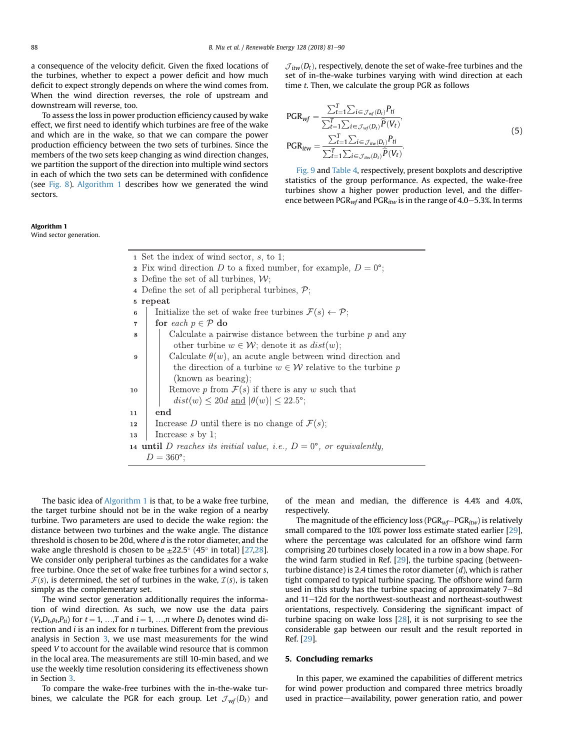a consequence of the velocity deficit. Given the fixed locations of the turbines, whether to expect a power deficit and how much deficit to expect strongly depends on where the wind comes from. When the wind direction reverses, the role of upstream and downstream will reverse, too.

To assess the loss in power production efficiency caused by wake effect, we first need to identify which turbines are free of the wake and which are in the wake, so that we can compare the power production efficiency between the two sets of turbines. Since the members of the two sets keep changing as wind direction changes, we partition the support of the direction into multiple wind sectors in each of which the two sets can be determined with confidence (see Fig. 8). Algorithm 1 describes how we generated the wind sectors.

**Algorithm 1**
Wind sector generation.

```
1  Set the index of wind sector, s, to 1;
2  Fix wind direction D to a fixed number, for example, D = 0°;
3  Define the set of all turbines, 𝒲;
4  Define the set of all peripheral turbines, 𝒫;
5  repeat
6  |  Initialize the set of wake free turbines ℱ(s) ← 𝒫;
7  |  for each p ∈ 𝒫 do
8  |  |  Calculate a pairwise distance between the turbine p and any
   |  |    other turbine w ∈ 𝒲; denote it as dist(w);
9  |  |  Calculate θ(w), an acute angle between wind direction and
   |  |    the direction of a turbine w ∈ 𝒲 relative to the turbine p
   |  |    (known as bearing);
10 |  |  Remove p from ℱ(s) if there is any w such that
   |  |    dist(w) ≤ 20d and |θ(w)| ≤ 22.5°;
11 |  end
12 |  Increase D until there is no change of ℱ(s);
13 |  Increase s by 1;
14 until D reaches its initial value, i.e., D = 0°, or equivalently,
   D = 360°;
```

The basic idea of Algorithm 1 is that, to be a wake free turbine, the target turbine should not be in the wake region of a nearby turbine. Two parameters are used to decide the wake region: the distance between two turbines and the wake angle. The distance threshold is chosen to be 20d, where $d$ is the rotor diameter, and the wake angle threshold is chosen to be $\pm 22.5^\circ$ ($45^\circ$ in total) [27,28]. We consider only peripheral turbines as the candidates for a wake free turbine. Once the set of wake free turbines for a wind sector $s$, $\mathcal{F}(s)$, is determined, the set of turbines in the wake, $\mathcal{I}(s)$, is taken simply as the complementary set.

The wind sector generation additionally requires the information of wind direction. As such, we now use the data pairs $(V_t, D_t, \rho_t, P_{ti})$ for $t = 1, \ldots, T$ and $i = 1, \ldots, n$ where $D_t$ denotes wind direction and $i$ is an index for $n$ turbines. Different from the previous analysis in Section 3, we use mast measurements for the wind speed $V$ to account for the available wind resource that is common in the local area. The measurements are still 10-min based, and we use the weekly time resolution considering its effectiveness shown in Section 3.

To compare the wake-free turbines with the in-the-wake turbines, we calculate the PGR for each group. Let $\mathcal{J}_{wf}(D_t)$ and $\mathcal{J}_{itw}(D_t)$, respectively, denote the set of wake-free turbines and the set of in-the-wake turbines varying with wind direction at each time $t$. Then, we calculate the group PGR as follows

$$
\begin{aligned}
\mathrm{PGR}_{wf} &= \frac{\sum_{t=1}^{T} \sum_{i \in \mathcal{J}_{wf}(D_t)} P_{ti}}{\sum_{t=1}^{T} \sum_{i \in \mathcal{J}_{wf}(D_t)} \widehat{P}(V_t)}, \\
\mathrm{PGR}_{itw} &= \frac{\sum_{t=1}^{T} \sum_{i \in \mathcal{J}_{itw}(D_t)} P_{ti}}{\sum_{t=1}^{T} \sum_{i \in \mathcal{J}_{itw}(D_t)} \widehat{P}(V_t)}.
\end{aligned} \tag{5}
$$

Fig. 9 and Table 4, respectively, present boxplots and descriptive statistics of the group performance. As expected, the wake-free turbines show a higher power production level, and the difference between $\mathrm{PGR}_{wf}$ and $\mathrm{PGR}_{itw}$ is in the range of 4.0–5.3%. In terms of the mean and median, the difference is 4.4% and 4.0%, respectively.

The magnitude of the efficiency loss ($\mathrm{PGR}_{wf} - \mathrm{PGR}_{itw}$) is relatively small compared to the 10% power loss estimate stated earlier [29], where the percentage was calculated for an offshore wind farm comprising 20 turbines closely located in a row in a bow shape. For the wind farm studied in Ref. [29], the turbine spacing (between-turbine distance) is 2.4 times the rotor diameter ($d$), which is rather tight compared to typical turbine spacing. The offshore wind farm used in this study has the turbine spacing of approximately 7–8d and 11–12d for the northwest-southeast and northeast-southwest orientations, respectively. Considering the significant impact of turbine spacing on wake loss [28], it is not surprising to see the considerable gap between our result and the result reported in Ref. [29].

## 5. Concluding remarks

In this paper, we examined the capabilities of different metrics for wind power production and compared three metrics broadly used in practice—availability, power generation ratio, and power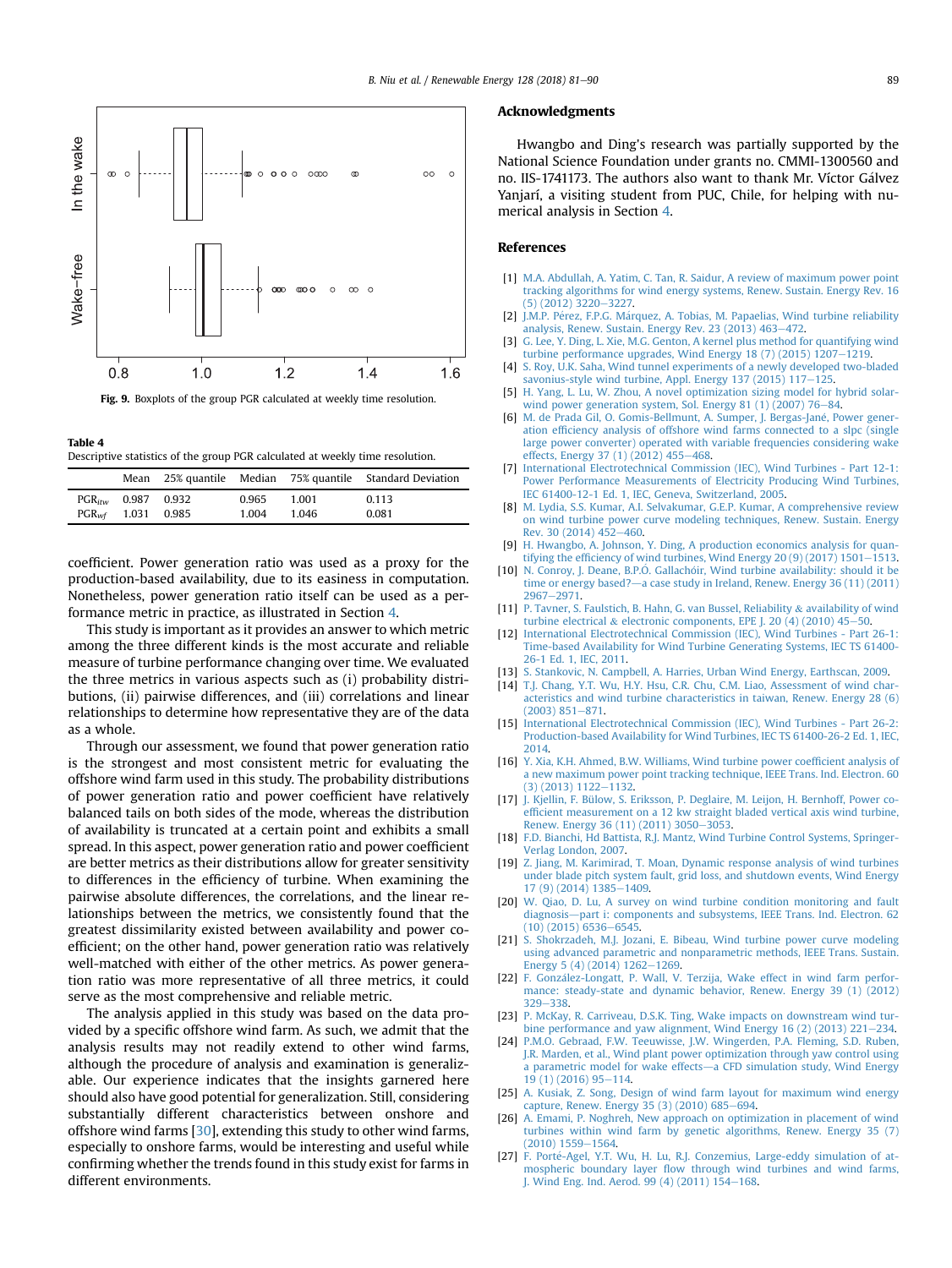In the wake

Wake−free

0.8 1.0 1.2 1.4 1.6

**Fig. 9.** Boxplots of the group PGR calculated at weekly time resolution.

**Table 4**
Descriptive statistics of the group PGR calculated at weekly time resolution.

| | Mean | 25% quantile | Median | 75% quantile | Standard Deviation |
|---|---|---|---|---|---|
| $PGR_{itw}$ | 0.987 | 0.932 | 0.965 | 1.001 | 0.113 |
| $PGR_{wf}$ | 1.031 | 0.985 | 1.004 | 1.046 | 0.081 |

coefficient. Power generation ratio was used as a proxy for the production-based availability, due to its easiness in computation. Nonetheless, power generation ratio itself can be used as a performance metric in practice, as illustrated in Section 4.

This study is important as it provides an answer to which metric among the three different kinds is the most accurate and reliable measure of turbine performance changing over time. We evaluated the three metrics in various aspects such as (i) probability distributions, (ii) pairwise differences, and (iii) correlations and linear relationships to determine how representative they are of the data as a whole.

Through our assessment, we found that power generation ratio is the strongest and most consistent metric for evaluating the offshore wind farm used in this study. The probability distributions of power generation ratio and power coefficient have relatively balanced tails on both sides of the mode, whereas the distribution of availability is truncated at a certain point and exhibits a small spread. In this aspect, power generation ratio and power coefficient are better metrics as their distributions allow for greater sensitivity to differences in the efficiency of turbine. When examining the pairwise absolute differences, the correlations, and the linear relationships between the metrics, we consistently found that the greatest dissimilarity existed between availability and power coefficient; on the other hand, power generation ratio was relatively well-matched with either of the other metrics. As power generation ratio was more representative of all three metrics, it could serve as the most comprehensive and reliable metric.

The analysis applied in this study was based on the data provided by a specific offshore wind farm. As such, we admit that the analysis results may not readily extend to other wind farms, although the procedure of analysis and examination is generalizable. Our experience indicates that the insights garnered here should also have good potential for generalization. Still, considering substantially different characteristics between onshore and offshore wind farms [30], extending this study to other wind farms, especially to onshore farms, would be interesting and useful while confirming whether the trends found in this study exist for farms in different environments.

## Acknowledgments

Hwangbo and Ding's research was partially supported by the National Science Foundation under grants no. CMMI-1300560 and no. IIS-1741173. The authors also want to thank Mr. Víctor Gálvez Yanjarí, a visiting student from PUC, Chile, for helping with numerical analysis in Section 4.

## References

[1] M.A. Abdullah, A. Yatim, C. Tan, R. Saidur, A review of maximum power point tracking algorithms for wind energy systems, Renew. Sustain. Energy Rev. 16 (5) (2012) 3220–3227.
[2] J.M.P. Pérez, F.P.G. Márquez, A. Tobias, M. Papaelias, Wind turbine reliability analysis, Renew. Sustain. Energy Rev. 23 (2013) 463–472.
[3] G. Lee, Y. Ding, L. Xie, M.G. Genton, A kernel plus method for quantifying wind turbine performance upgrades, Wind Energy 18 (7) (2015) 1207–1219.
[4] S. Roy, U.K. Saha, Wind tunnel experiments of a newly developed two-bladed savonius-style wind turbine, Appl. Energy 137 (2015) 117–125.
[5] H. Yang, L. Lu, W. Zhou, A novel optimization sizing model for hybrid solar-wind power generation system, Sol. Energy 81 (1) (2007) 76–84.
[6] M. de Prada Gil, O. Gomis-Bellmunt, A. Sumper, J. Bergas-Jané, Power generation efficiency analysis of offshore wind farms connected to a slpc (single large power converter) operated with variable frequencies considering wake effects, Energy 37 (1) (2012) 455–468.
[7] International Electrotechnical Commission (IEC), Wind Turbines - Part 12-1: Power Performance Measurements of Electricity Producing Wind Turbines, IEC 61400-12-1 Ed. 1, IEC, Geneva, Switzerland, 2005.
[8] M. Lydia, S.S. Kumar, A.I. Selvakumar, G.E.P. Kumar, A comprehensive review on wind turbine power curve modeling techniques, Renew. Sustain. Energy Rev. 30 (2014) 452–460.
[9] H. Hwangbo, A. Johnson, Y. Ding, A production economics analysis for quantifying the efficiency of wind turbines, Wind Energy 20 (9) (2017) 1501–1513.
[10] N. Conroy, J. Deane, B.P.Ó. Gallachóir, Wind turbine availability: should it be time or energy based?—a case study in Ireland, Renew. Energy 36 (11) (2011) 2967–2971.
[11] P. Tavner, S. Faulstich, B. Hahn, G. van Bussel, Reliability & availability of wind turbine electrical & electronic components, EPE J. 20 (4) (2010) 45–50.
[12] International Electrotechnical Commission (IEC), Wind Turbines - Part 26-1: Time-based Availability for Wind Turbine Generating Systems, IEC TS 61400-26-1 Ed. 1, IEC, 2011.
[13] S. Stankovic, N. Campbell, A. Harries, Urban Wind Energy, Earthscan, 2009.
[14] T.J. Chang, Y.T. Wu, H.Y. Hsu, C.R. Chu, C.M. Liao, Assessment of wind characteristics and wind turbine characteristics in taiwan, Renew. Energy 28 (6) (2003) 851–871.
[15] International Electrotechnical Commission (IEC), Wind Turbines - Part 26-2: Production-based Availability for Wind Turbines, IEC TS 61400-26-2 Ed. 1, IEC, 2014.
[16] Y. Xia, K.H. Ahmed, B.W. Williams, Wind turbine power coefficient analysis of a new maximum power point tracking technique, IEEE Trans. Ind. Electron. 60 (3) (2013) 1122–1132.
[17] J. Kjellin, F. Bülow, S. Eriksson, P. Deglaire, M. Leijon, H. Bernhoff, Power coefficient measurement on a 12 kw straight bladed vertical axis wind turbine, Renew. Energy 36 (11) (2011) 3050–3053.
[18] F.D. Bianchi, Hd Battista, R.J. Mantz, Wind Turbine Control Systems, Springer-Verlag London, 2007.
[19] Z. Jiang, M. Karimirad, T. Moan, Dynamic response analysis of wind turbines under blade pitch system fault, grid loss, and shutdown events, Wind Energy 17 (9) (2014) 1385–1409.
[20] W. Qiao, D. Lu, A survey on wind turbine condition monitoring and fault diagnosis—part i: components and subsystems, IEEE Trans. Ind. Electron. 62 (10) (2015) 6536–6545.
[21] S. Shokrzadeh, M.J. Jozani, E. Bibeau, Wind turbine power curve modeling using advanced parametric and nonparametric methods, IEEE Trans. Sustain. Energy 5 (4) (2014) 1262–1269.
[22] F. González-Longatt, P. Wall, V. Terzija, Wake effect in wind farm performance: steady-state and dynamic behavior, Renew. Energy 39 (1) (2012) 329–338.
[23] P. McKay, R. Carriveau, D.S.K. Ting, Wake impacts on downstream wind turbine performance and yaw alignment, Wind Energy 16 (2) (2013) 221–234.
[24] P.M.O. Gebraad, F.W. Teeuwisse, J.W. Wingerden, P.A. Fleming, S.D. Ruben, J.R. Marden, et al., Wind plant power optimization through yaw control using a parametric model for wake effects—a CFD simulation study, Wind Energy 19 (1) (2016) 95–114.
[25] A. Kusiak, Z. Song, Design of wind farm layout for maximum wind energy capture, Renew. Energy 35 (3) (2010) 685–694.
[26] A. Emami, P. Noghreh, New approach on optimization in placement of wind turbines within wind farm by genetic algorithms, Renew. Energy 35 (7) (2010) 1559–1564.
[27] F. Porté-Agel, Y.T. Wu, H. Lu, R.J. Conzemius, Large-eddy simulation of atmospheric boundary layer flow through wind turbines and wind farms, J. Wind Eng. Ind. Aerod. 99 (4) (2011) 154–168.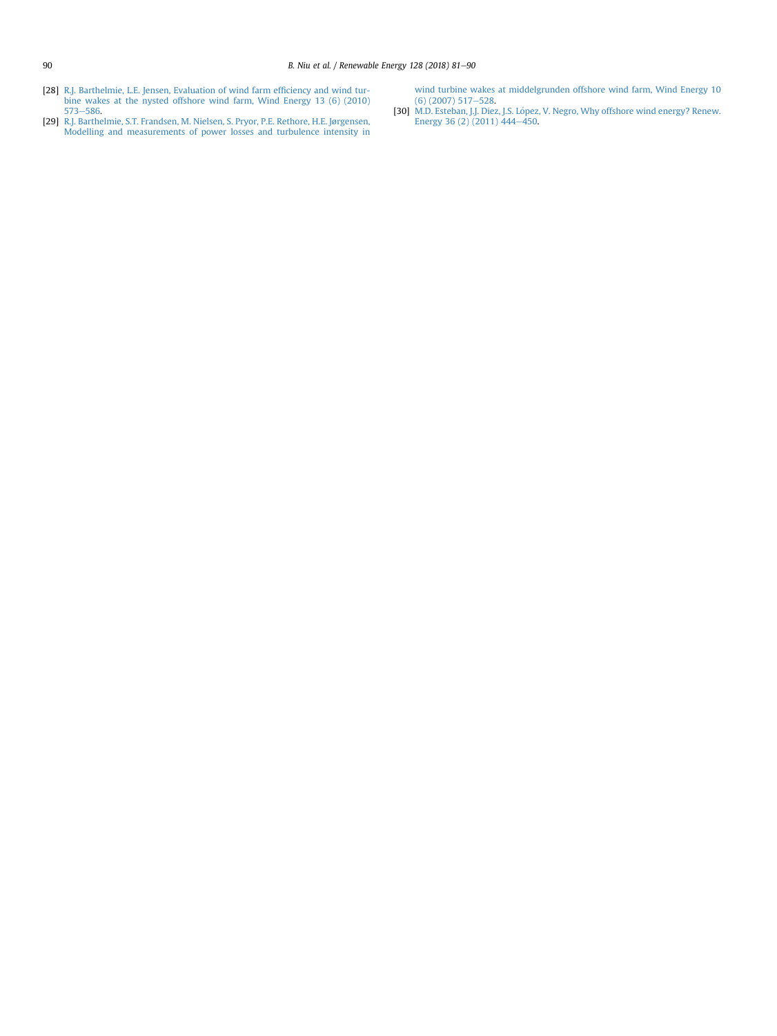[28] R.J. Barthelmie, L.E. Jensen, Evaluation of wind farm efficiency and wind turbine wakes at the nysted offshore wind farm, Wind Energy 13 (6) (2010) 573–586.

[29] R.J. Barthelmie, S.T. Frandsen, M. Nielsen, S. Pryor, P.E. Rethore, H.E. Jørgensen, Modelling and measurements of power losses and turbulence intensity in wind turbine wakes at middelgrunden offshore wind farm, Wind Energy 10 (6) (2007) 517–528.

[30] M.D. Esteban, J.J. Diez, J.S. López, V. Negro, Why offshore wind energy? Renew. Energy 36 (2) (2011) 444–450.